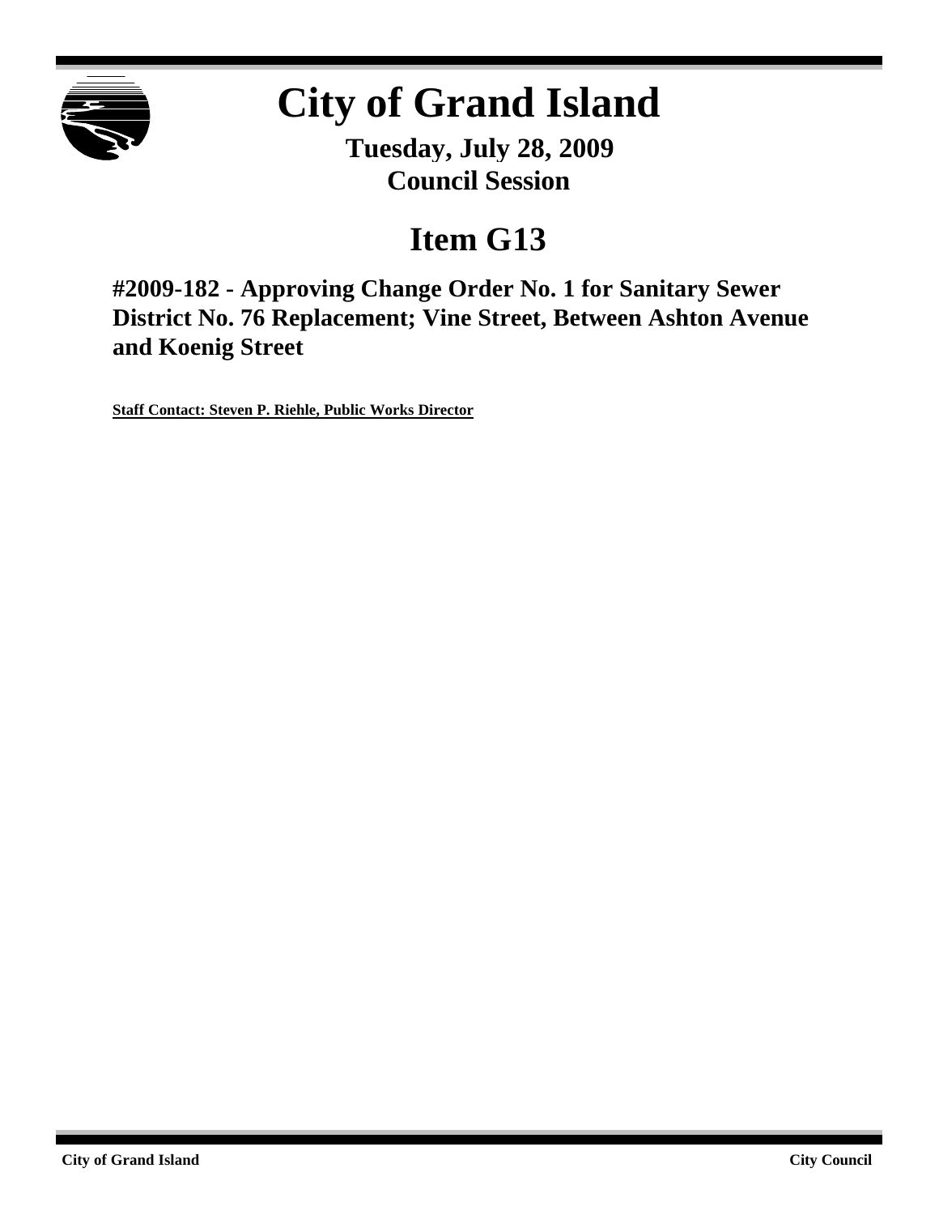# City of Grand Island

**Tuesday, July 28, 2009**
**Council Session**

## Item G13

### #2009-182 - Approving Change Order No. 1 for Sanitary Sewer District No. 76 Replacement; Vine Street, Between Ashton Avenue and Koenig Street

**Staff Contact: Steven P. Riehle, Public Works Director**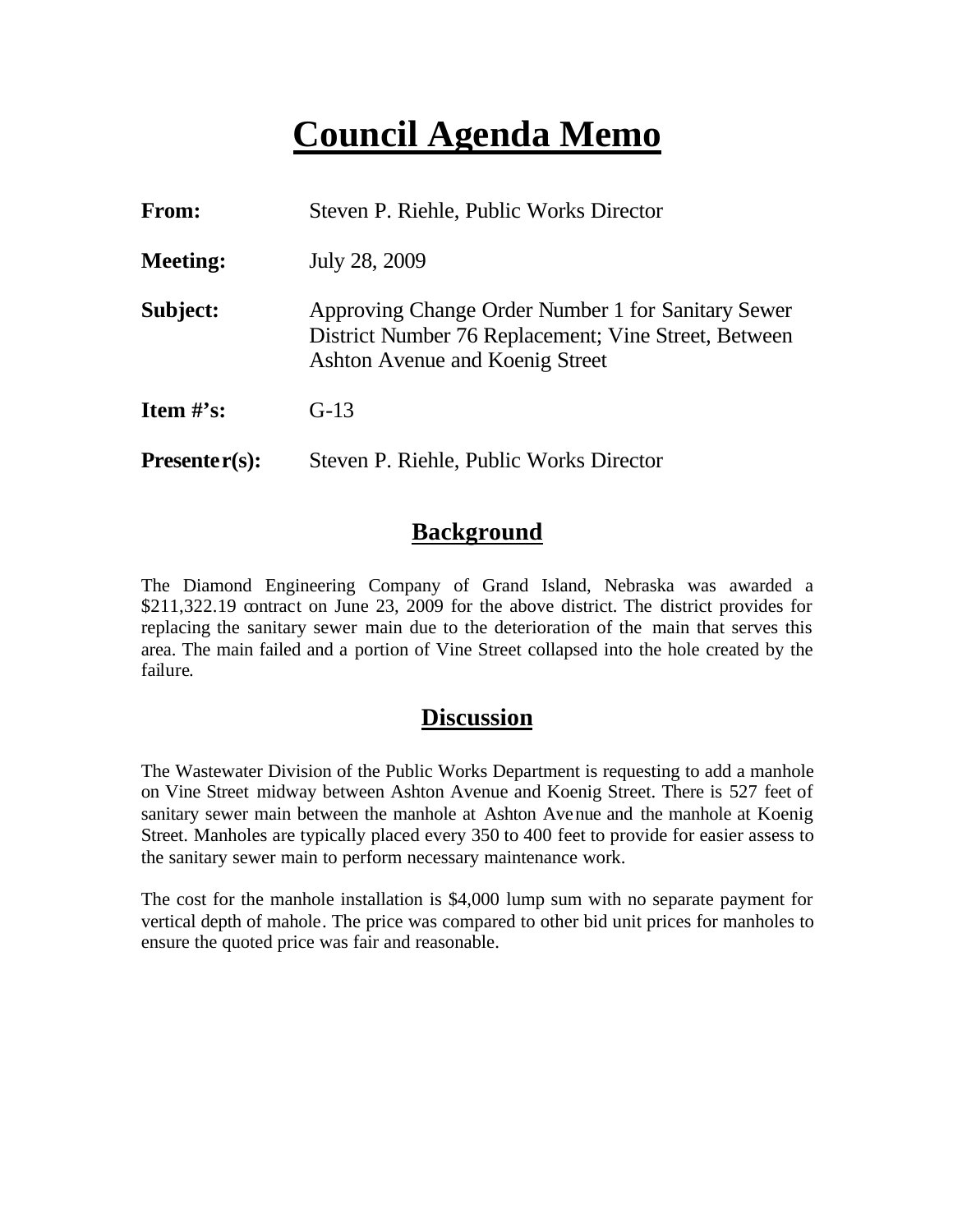# Council Agenda Memo

**From:** Steven P. Riehle, Public Works Director

**Meeting:** July 28, 2009

**Subject:** Approving Change Order Number 1 for Sanitary Sewer District Number 76 Replacement; Vine Street, Between Ashton Avenue and Koenig Street

**Item #'s:** G-13

**Presenter(s):** Steven P. Riehle, Public Works Director

## Background

The Diamond Engineering Company of Grand Island, Nebraska was awarded a $211,322.19 contract on June 23, 2009 for the above district. The district provides for replacing the sanitary sewer main due to the deterioration of the main that serves this area. The main failed and a portion of Vine Street collapsed into the hole created by the failure.

## Discussion

The Wastewater Division of the Public Works Department is requesting to add a manhole on Vine Street midway between Ashton Avenue and Koenig Street. There is 527 feet of sanitary sewer main between the manhole at Ashton Avenue and the manhole at Koenig Street. Manholes are typically placed every 350 to 400 feet to provide for easier assess to the sanitary sewer main to perform necessary maintenance work.

The cost for the manhole installation is $4,000 lump sum with no separate payment for vertical depth of mahole. The price was compared to other bid unit prices for manholes to ensure the quoted price was fair and reasonable.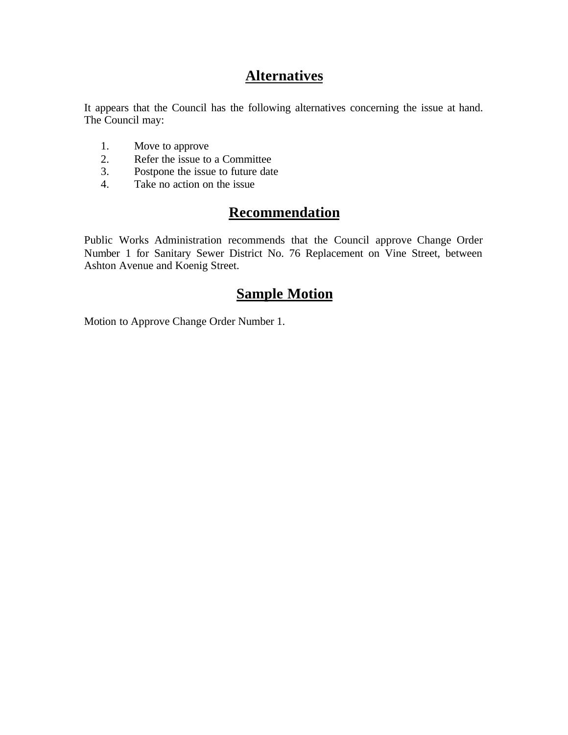## Alternatives

It appears that the Council has the following alternatives concerning the issue at hand. The Council may:

1. Move to approve
2. Refer the issue to a Committee
3. Postpone the issue to future date
4. Take no action on the issue

## Recommendation

Public Works Administration recommends that the Council approve Change Order Number 1 for Sanitary Sewer District No. 76 Replacement on Vine Street, between Ashton Avenue and Koenig Street.

## Sample Motion

Motion to Approve Change Order Number 1.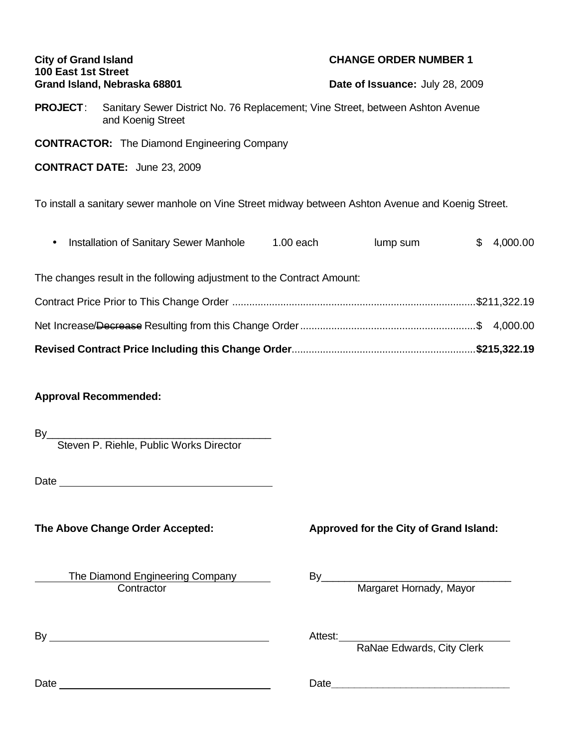**City of Grand Island**
**100 East 1st Street**
**Grand Island, Nebraska 68801**

**CHANGE ORDER NUMBER 1**

**Date of Issuance:** July 28, 2009

**PROJECT**: Sanitary Sewer District No. 76 Replacement; Vine Street, between Ashton Avenue and Koenig Street

**CONTRACTOR:** The Diamond Engineering Company

**CONTRACT DATE:** June 23, 2009

To install a sanitary sewer manhole on Vine Street midway between Ashton Avenue and Koenig Street.

| | | | |
|---|---|---|---|
| • Installation of Sanitary Sewer Manhole | 1.00 each | lump sum | $ 4,000.00 |

The changes result in the following adjustment to the Contract Amount:

Contract Price Prior to This Change Order ..................................................................................$211,322.19

Net Increase/~~Decrease~~ Resulting from this Change Order ..........................................................$ 4,000.00

**Revised Contract Price Including this Change Order**................................................................**$215,322.19**

**Approval Recommended:**

By______________________________________
Steven P. Riehle, Public Works Director

Date ____________________________________

**The Above Change Order Accepted:**

The Diamond Engineering Company
Contractor

By ______________________________________

Date ____________________________________

**Approved for the City of Grand Island:**

By________________________________
Margaret Hornady, Mayor

Attest:_____________________________
RaNae Edwards, City Clerk

Date______________________________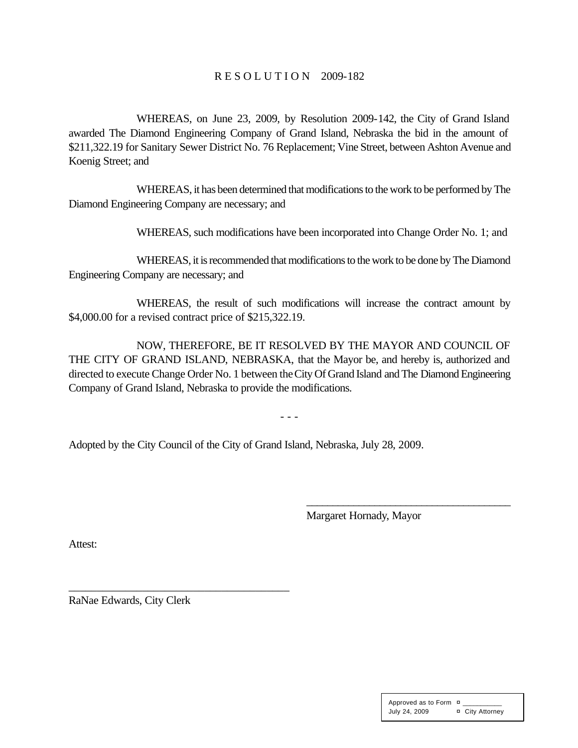# R E S O L U T I O N 2009-182

WHEREAS, on June 23, 2009, by Resolution 2009-142, the City of Grand Island awarded The Diamond Engineering Company of Grand Island, Nebraska the bid in the amount of $211,322.19 for Sanitary Sewer District No. 76 Replacement; Vine Street, between Ashton Avenue and Koenig Street; and

WHEREAS, it has been determined that modifications to the work to be performed by The Diamond Engineering Company are necessary; and

WHEREAS, such modifications have been incorporated into Change Order No. 1; and

WHEREAS, it is recommended that modifications to the work to be done by The Diamond Engineering Company are necessary; and

WHEREAS, the result of such modifications will increase the contract amount by $4,000.00 for a revised contract price of $215,322.19.

NOW, THEREFORE, BE IT RESOLVED BY THE MAYOR AND COUNCIL OF THE CITY OF GRAND ISLAND, NEBRASKA, that the Mayor be, and hereby is, authorized and directed to execute Change Order No. 1 between the City Of Grand Island and The Diamond Engineering Company of Grand Island, Nebraska to provide the modifications.

- - -

Adopted by the City Council of the City of Grand Island, Nebraska, July 28, 2009.

_____________________________________
Margaret Hornady, Mayor

Attest:

_____________________________________
RaNae Edwards, City Clerk

| | |
|---|---|
| Approved as to Form ¤ | ___________ |
| July 24, 2009 | ¤ City Attorney |